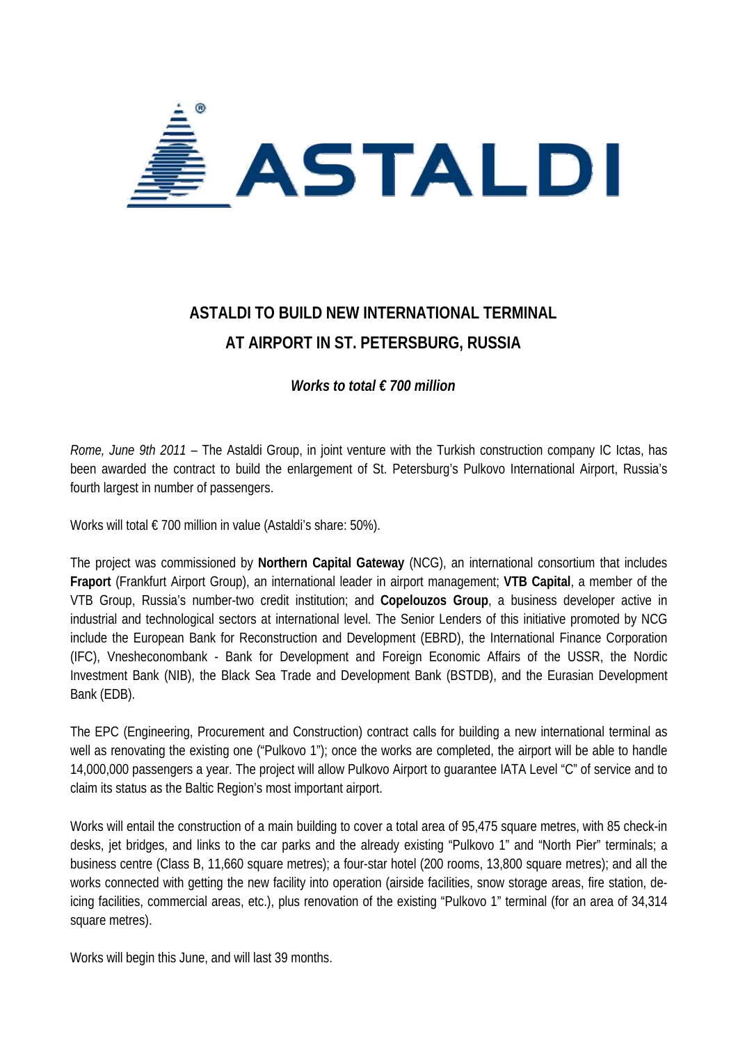ASTALDI

# ASTALDI TO BUILD NEW INTERNATIONAL TERMINAL AT AIRPORT IN ST. PETERSBURG, RUSSIA

***Works to total € 700 million***

*Rome, June 9th 2011* – The Astaldi Group, in joint venture with the Turkish construction company IC Ictas, has been awarded the contract to build the enlargement of St. Petersburg's Pulkovo International Airport, Russia's fourth largest in number of passengers.

Works will total € 700 million in value (Astaldi's share: 50%).

The project was commissioned by **Northern Capital Gateway** (NCG), an international consortium that includes **Fraport** (Frankfurt Airport Group), an international leader in airport management; **VTB Capital**, a member of the VTB Group, Russia's number-two credit institution; and **Copelouzos Group**, a business developer active in industrial and technological sectors at international level. The Senior Lenders of this initiative promoted by NCG include the European Bank for Reconstruction and Development (EBRD), the International Finance Corporation (IFC), Vnesheconombank - Bank for Development and Foreign Economic Affairs of the USSR, the Nordic Investment Bank (NIB), the Black Sea Trade and Development Bank (BSTDB), and the Eurasian Development Bank (EDB).

The EPC (Engineering, Procurement and Construction) contract calls for building a new international terminal as well as renovating the existing one ("Pulkovo 1"); once the works are completed, the airport will be able to handle 14,000,000 passengers a year. The project will allow Pulkovo Airport to guarantee IATA Level "C" of service and to claim its status as the Baltic Region's most important airport.

Works will entail the construction of a main building to cover a total area of 95,475 square metres, with 85 check-in desks, jet bridges, and links to the car parks and the already existing "Pulkovo 1" and "North Pier" terminals; a business centre (Class B, 11,660 square metres); a four-star hotel (200 rooms, 13,800 square metres); and all the works connected with getting the new facility into operation (airside facilities, snow storage areas, fire station, de-icing facilities, commercial areas, etc.), plus renovation of the existing "Pulkovo 1" terminal (for an area of 34,314 square metres).

Works will begin this June, and will last 39 months.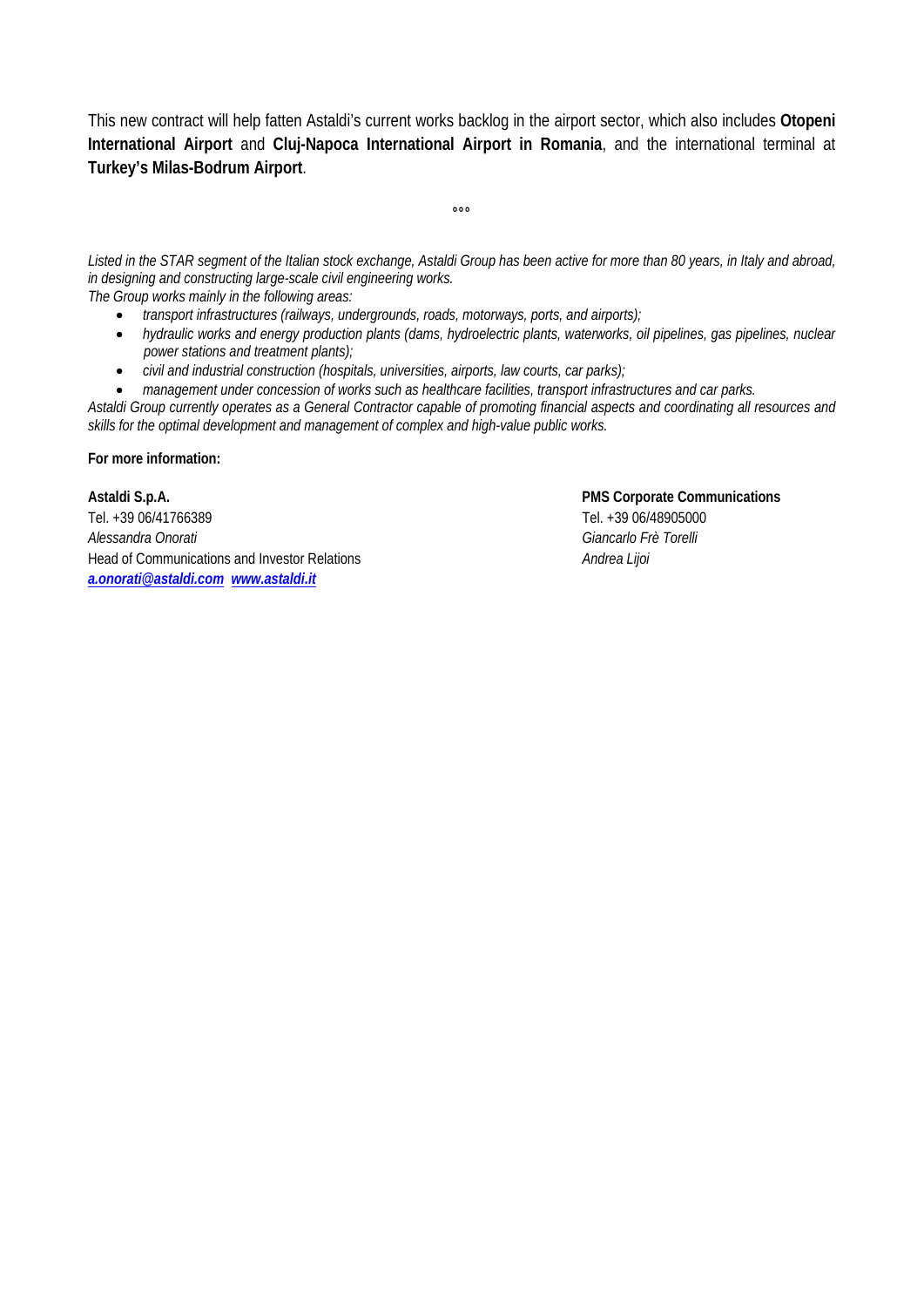This new contract will help fatten Astaldi's current works backlog in the airport sector, which also includes **Otopeni International Airport** and **Cluj-Napoca International Airport in Romania**, and the international terminal at **Turkey's Milas-Bodrum Airport**.

°°°

*Listed in the STAR segment of the Italian stock exchange, Astaldi Group has been active for more than 80 years, in Italy and abroad, in designing and constructing large-scale civil engineering works.*
*The Group works mainly in the following areas:*

- *transport infrastructures (railways, undergrounds, roads, motorways, ports, and airports);*
- *hydraulic works and energy production plants (dams, hydroelectric plants, waterworks, oil pipelines, gas pipelines, nuclear power stations and treatment plants);*
- *civil and industrial construction (hospitals, universities, airports, law courts, car parks);*
- *management under concession of works such as healthcare facilities, transport infrastructures and car parks.*

*Astaldi Group currently operates as a General Contractor capable of promoting financial aspects and coordinating all resources and skills for the optimal development and management of complex and high-value public works.*

**For more information:**

**Astaldi S.p.A.**
Tel. +39 06/41766389
*Alessandra Onorati*
Head of Communications and Investor Relations
***a.onorati@astaldi.com*** ***www.astaldi.it***

**PMS Corporate Communications**
Tel. +39 06/48905000
*Giancarlo Frè Torelli*
*Andrea Lijoi*